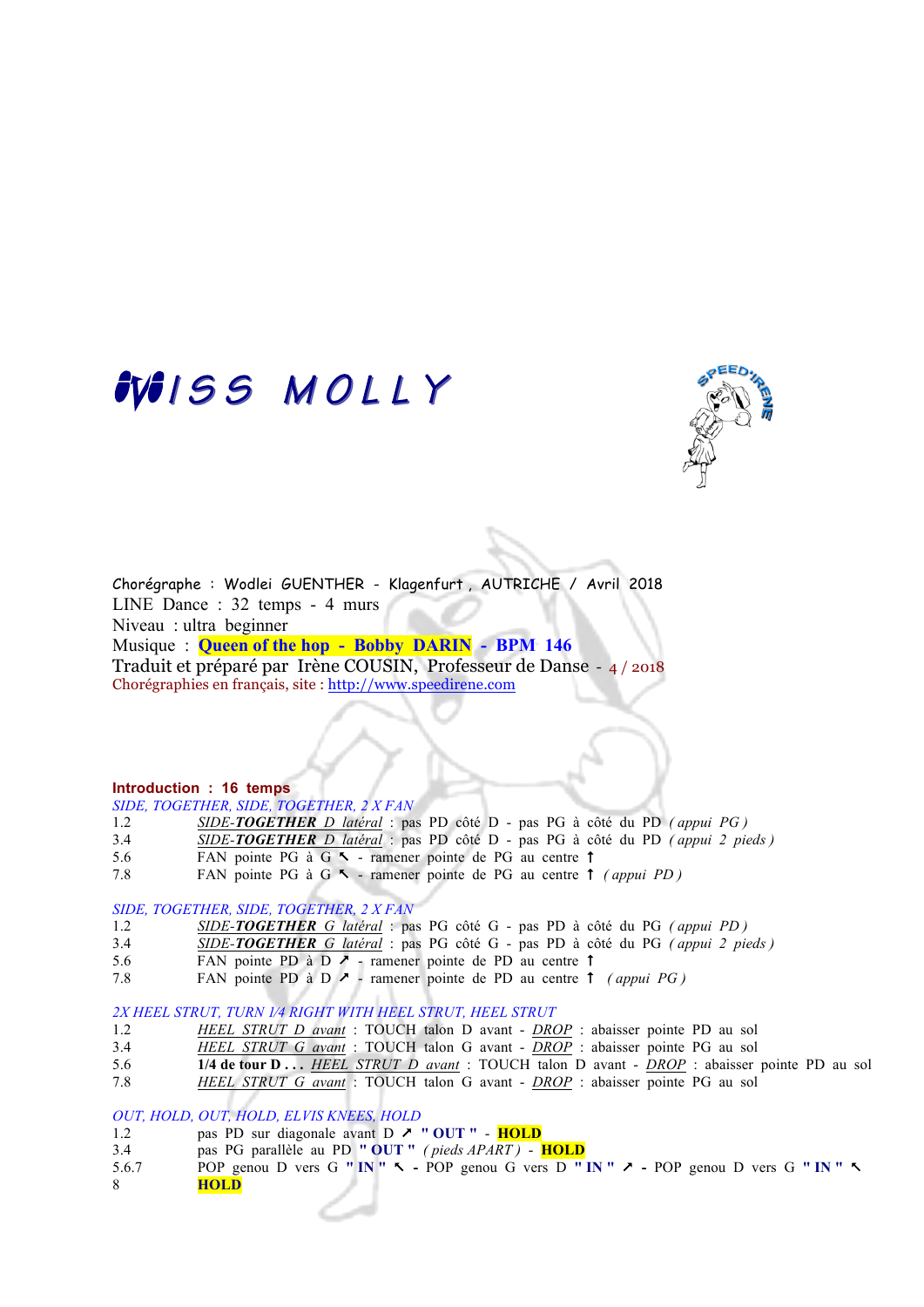# MISS MOLLY

Chorégraphe : Wodlei GUENTHER - Klagenfurt , AUTRICHE / Avril 2018

LINE Dance : 32 temps - 4 murs

Niveau : ultra beginner

Musique : **Queen of the hop - Bobby DARIN - BPM 146**

Traduit et préparé par Irène COUSIN, Professeur de Danse - 4 / 2018

Chorégraphies en français, site : http://www.speedirene.com

**Introduction : 16 temps**

*SIDE, TOGETHER, SIDE, TOGETHER, 2 X FAN*

| | |
|---|---|
| 1.2 | *SIDE-**TOGETHER** D latéral* : pas PD côté D - pas PG à côté du PD *( appui PG )* |
| 3.4 | *SIDE-**TOGETHER** D latéral* : pas PD côté D - pas PG à côté du PD *( appui 2 pieds )* |
| 5.6 | FAN pointe PG à G ↖ - ramener pointe de PG au centre ↑ |
| 7.8 | FAN pointe PG à G ↖ - ramener pointe de PG au centre ↑ *( appui PD )* |

*SIDE, TOGETHER, SIDE, TOGETHER, 2 X FAN*

| | |
|---|---|
| 1.2 | *SIDE-**TOGETHER** G latéral* : pas PG côté G - pas PD à côté du PG *( appui PD )* |
| 3.4 | *SIDE-**TOGETHER** G latéral* : pas PG côté G - pas PD à côté du PG *( appui 2 pieds )* |
| 5.6 | FAN pointe PD à D ↗ - ramener pointe de PD au centre ↑ |
| 7.8 | FAN pointe PD à D ↗ - ramener pointe de PD au centre ↑ *( appui PG )* |

*2X HEEL STRUT, TURN 1/4 RIGHT WITH HEEL STRUT, HEEL STRUT*

| | |
|---|---|
| 1.2 | *HEEL STRUT D avant* : TOUCH talon D avant - *DROP* : abaisser pointe PD au sol |
| 3.4 | *HEEL STRUT G avant* : TOUCH talon G avant - *DROP* : abaisser pointe PG au sol |
| 5.6 | **1/4 de tour D . . .** *HEEL STRUT D avant* : TOUCH talon D avant - *DROP* : abaisser pointe PD au sol |
| 7.8 | *HEEL STRUT G avant* : TOUCH talon G avant - *DROP* : abaisser pointe PG au sol |

*OUT, HOLD, OUT, HOLD, ELVIS KNEES, HOLD*

| | |
|---|---|
| 1.2 | pas PD sur diagonale avant D ↗ **" OUT "** - **HOLD** |
| 3.4 | pas PG parallèle au PD **" OUT "** *( pieds APART )* - **HOLD** |
| 5.6.7 | POP genou D vers G **" IN "** ↖ - POP genou G vers D **" IN "** ↗ - POP genou D vers G **" IN "** ↖ |
| 8 | **HOLD** |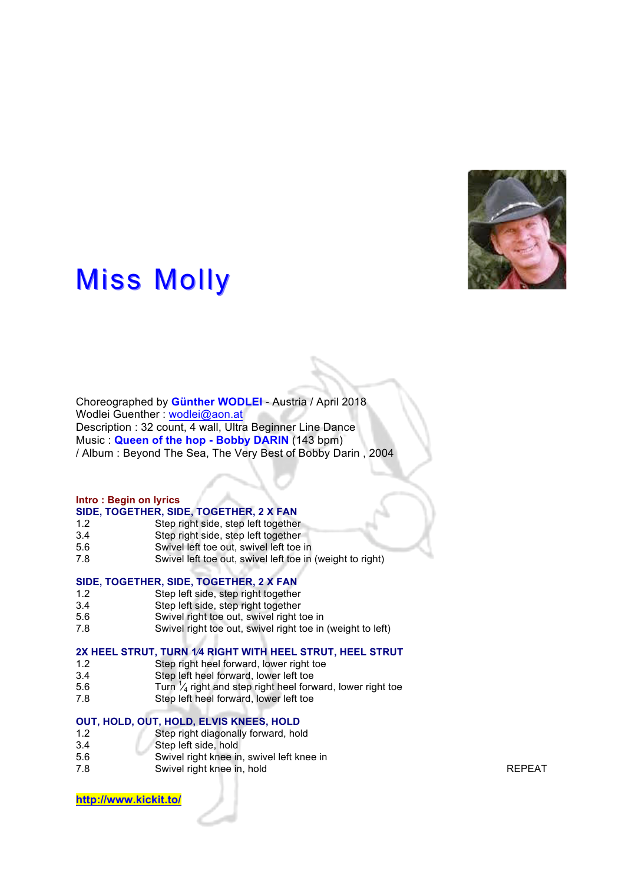# Miss Molly

Choreographed by **Günther WODLEI** - Austria / April 2018
Wodlei Guenther : wodlei@aon.at
Description : 32 count, 4 wall, Ultra Beginner Line Dance
Music : **Queen of the hop - Bobby DARIN** (143 bpm)
/ Album : Beyond The Sea, The Very Best of Bobby Darin , 2004

**Intro : Begin on lyrics**

**SIDE, TOGETHER, SIDE, TOGETHER, 2 X FAN**

| | |
|---|---|
| 1.2 | Step right side, step left together |
| 3.4 | Step right side, step left together |
| 5.6 | Swivel left toe out, swivel left toe in |
| 7.8 | Swivel left toe out, swivel left toe in (weight to right) |

**SIDE, TOGETHER, SIDE, TOGETHER, 2 X FAN**

| | |
|---|---|
| 1.2 | Step left side, step right together |
| 3.4 | Step left side, step right together |
| 5.6 | Swivel right toe out, swivel right toe in |
| 7.8 | Swivel right toe out, swivel right toe in (weight to left) |

**2X HEEL STRUT, TURN 1/4 RIGHT WITH HEEL STRUT, HEEL STRUT**

| | |
|---|---|
| 1.2 | Step right heel forward, lower right toe |
| 3.4 | Step left heel forward, lower left toe |
| 5.6 | Turn $\frac{1}{4}$ right and step right heel forward, lower right toe |
| 7.8 | Step left heel forward, lower left toe |

**OUT, HOLD, OUT, HOLD, ELVIS KNEES, HOLD**

| | |
|---|---|
| 1.2 | Step right diagonally forward, hold |
| 3.4 | Step left side, hold |
| 5.6 | Swivel right knee in, swivel left knee in |
| 7.8 | Swivel right knee in, hold |

REPEAT

**http://www.kickit.to/**